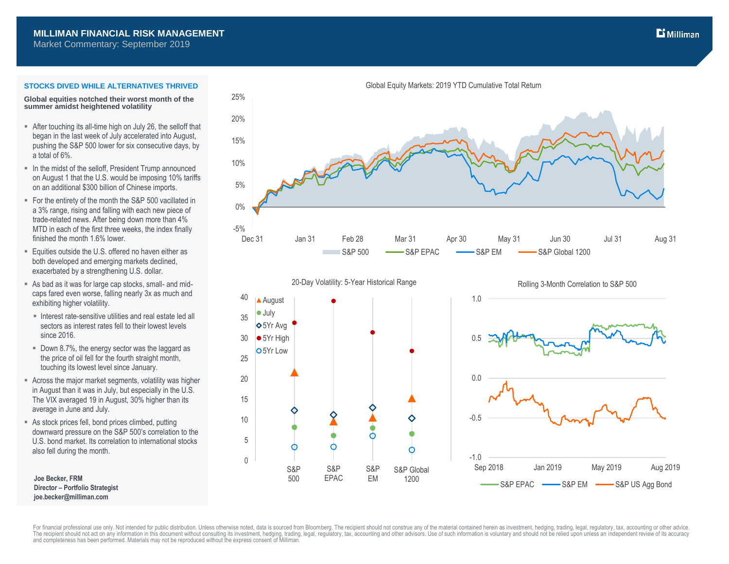# MILLIMAN FINANCIAL RISK MANAGEMENT

Market Commentary: September 2019

## STOCKS DIVED WHILE ALTERNATIVES THRIVED

**Global equities notched their worst month of the summer amidst heightened volatility**

- After touching its all-time high on July 26, the selloff that began in the last week of July accelerated into August, pushing the S&P 500 lower for six consecutive days, by a total of 6%.
- In the midst of the selloff, President Trump announced on August 1 that the U.S. would be imposing 10% tariffs on an additional $300 billion of Chinese imports.
- For the entirety of the month the S&P 500 vacillated in a 3% range, rising and falling with each new piece of trade-related news. After being down more than 4% MTD in each of the first three weeks, the index finally finished the month 1.6% lower.
- Equities outside the U.S. offered no haven either as both developed and emerging markets declined, exacerbated by a strengthening U.S. dollar.
- As bad as it was for large cap stocks, small- and mid-caps fared even worse, falling nearly 3x as much and exhibiting higher volatility.
  - Interest rate-sensitive utilities and real estate led all sectors as interest rates fell to their lowest levels since 2016.
  - Down 8.7%, the energy sector was the laggard as the price of oil fell for the fourth straight month, touching its lowest level since January.
- Across the major market segments, volatility was higher in August than it was in July, but especially in the U.S. The VIX averaged 19 in August, 30% higher than its average in June and July.
- As stock prices fell, bond prices climbed, putting downward pressure on the S&P 500's correlation to the U.S. bond market. Its correlation to international stocks also fell during the month.

**Joe Becker, FRM**
**Director – Portfolio Strategist**
**joe.becker@milliman.com**

Global Equity Markets: 2019 YTD Cumulative Total Return

20-Day Volatility: 5-Year Historical Range

Rolling 3-Month Correlation to S&P 500

For financial professional use only. Not intended for public distribution. Unless otherwise noted, data is sourced from Bloomberg. The recipient should not construe any of the material contained herein as investment, hedging, trading, legal, regulatory, tax, accounting or other advice. The recipient should not act on any information in this document without consulting its investment, hedging, trading, legal, regulatory, tax, accounting and other advisors. Use of such information is voluntary and should not be relied upon unless an independent review of its accuracy and completeness has been performed. Materials may not be reproduced without the express consent of Milliman.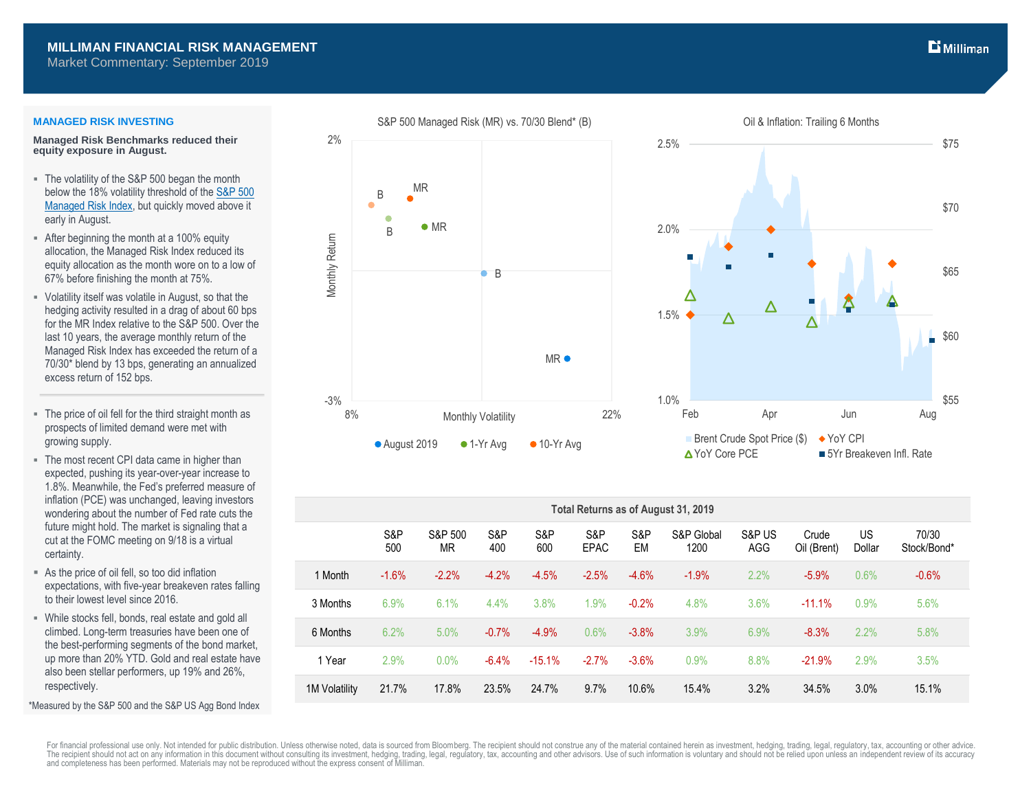# MILLIMAN FINANCIAL RISK MANAGEMENT

Market Commentary: September 2019

## MANAGED RISK INVESTING

**Managed Risk Benchmarks reduced their equity exposure in August.**

- The volatility of the S&P 500 began the month below the 18% volatility threshold of the S&P 500 Managed Risk Index, but quickly moved above it early in August.
- After beginning the month at a 100% equity allocation, the Managed Risk Index reduced its equity allocation as the month wore on to a low of 67% before finishing the month at 75%.
- Volatility itself was volatile in August, so that the hedging activity resulted in a drag of about 60 bps for the MR Index relative to the S&P 500. Over the last 10 years, the average monthly return of the Managed Risk Index has exceeded the return of a 70/30* blend by 13 bps, generating an annualized excess return of 152 bps.

---

- The price of oil fell for the third straight month as prospects of limited demand were met with growing supply.
- The most recent CPI data came in higher than expected, pushing its year-over-year increase to 1.8%. Meanwhile, the Fed's preferred measure of inflation (PCE) was unchanged, leaving investors wondering about the number of Fed rate cuts the future might hold. The market is signaling that a cut at the FOMC meeting on 9/18 is a virtual certainty.
- As the price of oil fell, so too did inflation expectations, with five-year breakeven rates falling to their lowest level since 2016.
- While stocks fell, bonds, real estate and gold all climbed. Long-term treasuries have been one of the best-performing segments of the bond market, up more than 20% YTD. Gold and real estate have also been stellar performers, up 19% and 26%, respectively.

*Measured by the S&P 500 and the S&P US Agg Bond Index

S&P 500 Managed Risk (MR) vs. 70/30 Blend* (B)

Oil & Inflation: Trailing 6 Months

| Total Returns as of August 31, 2019 | | | | | | | | | | | |
|---|---|---|---|---|---|---|---|---|---|---|---|
| | S&P 500 | S&P 500 MR | S&P 400 | S&P 600 | S&P EPAC | S&P EM | S&P Global 1200 | S&P US AGG | Crude Oil (Brent) | US Dollar | 70/30 Stock/Bond* |
| 1 Month | -1.6% | -2.2% | -4.2% | -4.5% | -2.5% | -4.6% | -1.9% | 2.2% | -5.9% | 0.6% | -0.6% |
| 3 Months | 6.9% | 6.1% | 4.4% | 3.8% | 1.9% | -0.2% | 4.8% | 3.6% | -11.1% | 0.9% | 5.6% |
| 6 Months | 6.2% | 5.0% | -0.7% | -4.9% | 0.6% | -3.8% | 3.9% | 6.9% | -8.3% | 2.2% | 5.8% |
| 1 Year | 2.9% | 0.0% | -6.4% | -15.1% | -2.7% | -3.6% | 0.9% | 8.8% | -21.9% | 2.9% | 3.5% |
| 1M Volatility | 21.7% | 17.8% | 23.5% | 24.7% | 9.7% | 10.6% | 15.4% | 3.2% | 34.5% | 3.0% | 15.1% |

For financial professional use only. Not intended for public distribution. Unless otherwise noted, data is sourced from Bloomberg. The recipient should not construe any of the material contained herein as investment, hedging, trading, legal, regulatory, tax, accounting or other advice. The recipient should not act on any information in this document without consulting its investment, hedging, trading, legal, regulatory, tax, accounting and other advisors. Use of such information is voluntary and should not be relied upon unless an independent review of its accuracy and completeness has been performed. Materials may not be reproduced without the express consent of Milliman.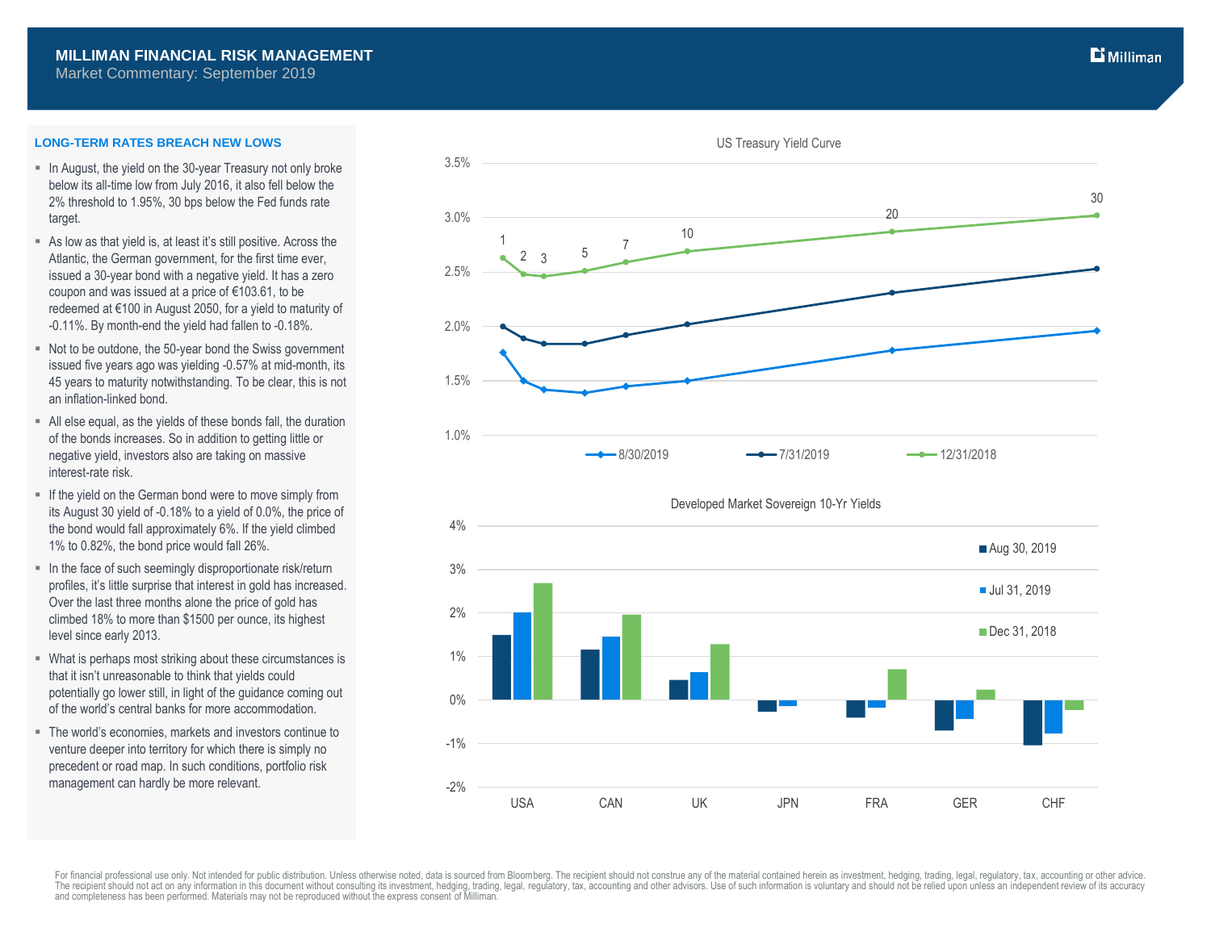## LONG-TERM RATES BREACH NEW LOWS

- In August, the yield on the 30-year Treasury not only broke below its all-time low from July 2016, it also fell below the 2% threshold to 1.95%, 30 bps below the Fed funds rate target.
- As low as that yield is, at least it's still positive. Across the Atlantic, the German government, for the first time ever, issued a 30-year bond with a negative yield. It has a zero coupon and was issued at a price of €103.61, to be redeemed at €100 in August 2050, for a yield to maturity of -0.11%. By month-end the yield had fallen to -0.18%.
- Not to be outdone, the 50-year bond the Swiss government issued five years ago was yielding -0.57% at mid-month, its 45 years to maturity notwithstanding. To be clear, this is not an inflation-linked bond.
- All else equal, as the yields of these bonds fall, the duration of the bonds increases. So in addition to getting little or negative yield, investors also are taking on massive interest-rate risk.
- If the yield on the German bond were to move simply from its August 30 yield of -0.18% to a yield of 0.0%, the price of the bond would fall approximately 6%. If the yield climbed 1% to 0.82%, the bond price would fall 26%.
- In the face of such seemingly disproportionate risk/return profiles, it's little surprise that interest in gold has increased. Over the last three months alone the price of gold has climbed 18% to more than $1500 per ounce, its highest level since early 2013.
- What is perhaps most striking about these circumstances is that it isn't unreasonable to think that yields could potentially go lower still, in light of the guidance coming out of the world's central banks for more accommodation.
- The world's economies, markets and investors continue to venture deeper into territory for which there is simply no precedent or road map. In such conditions, portfolio risk management can hardly be more relevant.

US Treasury Yield Curve

Legend: 8/30/2019, 7/31/2019, 12/31/2018 (maturities 1, 2, 3, 5, 7, 10, 20, 30)

Developed Market Sovereign 10-Yr Yields

Legend: Aug 30, 2019; Jul 31, 2019; Dec 31, 2018 (USA, CAN, UK, JPN, FRA, GER, CHF)

For financial professional use only. Not intended for public distribution. Unless otherwise noted, data is sourced from Bloomberg. The recipient should not construe any of the material contained herein as investment, hedging, trading, legal, regulatory, tax, accounting or other advice. The recipient should not act on any information in this document without consulting its investment, hedging, trading, legal, regulatory, tax, accounting and other advisors. Use of such information is voluntary and should not be relied upon unless an independent review of its accuracy and completeness has been performed. Materials may not be reproduced without the express consent of Milliman.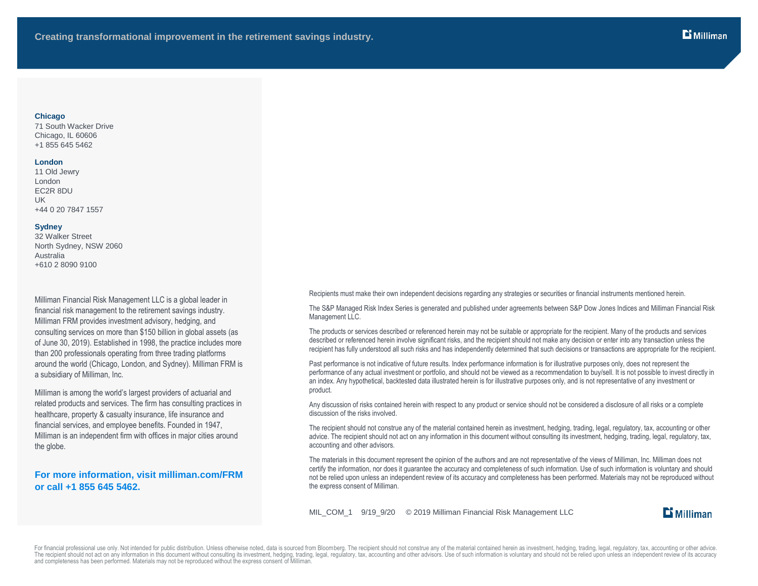**Chicago**
71 South Wacker Drive
Chicago, IL 60606
+1 855 645 5462

**London**
11 Old Jewry
London
EC2R 8DU
UK
+44 0 20 7847 1557

**Sydney**
32 Walker Street
North Sydney, NSW 2060
Australia
+610 2 8090 9100

Milliman Financial Risk Management LLC is a global leader in financial risk management to the retirement savings industry. Milliman FRM provides investment advisory, hedging, and consulting services on more than $150 billion in global assets (as of June 30, 2019). Established in 1998, the practice includes more than 200 professionals operating from three trading platforms around the world (Chicago, London, and Sydney). Milliman FRM is a subsidiary of Milliman, Inc.

Milliman is among the world's largest providers of actuarial and related products and services. The firm has consulting practices in healthcare, property & casualty insurance, life insurance and financial services, and employee benefits. Founded in 1947, Milliman is an independent firm with offices in major cities around the globe.

**For more information, visit milliman.com/FRM or call +1 855 645 5462.**

Recipients must make their own independent decisions regarding any strategies or securities or financial instruments mentioned herein.

The S&P Managed Risk Index Series is generated and published under agreements between S&P Dow Jones Indices and Milliman Financial Risk Management LLC.

The products or services described or referenced herein may not be suitable or appropriate for the recipient. Many of the products and services described or referenced herein involve significant risks, and the recipient should not make any decision or enter into any transaction unless the recipient has fully understood all such risks and has independently determined that such decisions or transactions are appropriate for the recipient.

Past performance is not indicative of future results. Index performance information is for illustrative purposes only, does not represent the performance of any actual investment or portfolio, and should not be viewed as a recommendation to buy/sell. It is not possible to invest directly in an index. Any hypothetical, backtested data illustrated herein is for illustrative purposes only, and is not representative of any investment or product.

Any discussion of risks contained herein with respect to any product or service should not be considered a disclosure of all risks or a complete discussion of the risks involved.

The recipient should not construe any of the material contained herein as investment, hedging, trading, legal, regulatory, tax, accounting or other advice. The recipient should not act on any information in this document without consulting its investment, hedging, trading, legal, regulatory, tax, accounting and other advisors.

The materials in this document represent the opinion of the authors and are not representative of the views of Milliman, Inc. Milliman does not certify the information, nor does it guarantee the accuracy and completeness of such information. Use of such information is voluntary and should not be relied upon unless an independent review of its accuracy and completeness has been performed. Materials may not be reproduced without the express consent of Milliman.

MIL_COM_1 9/19_9/20 © 2019 Milliman Financial Risk Management LLC

For financial professional use only. Not intended for public distribution. Unless otherwise noted, data is sourced from Bloomberg. The recipient should not construe any of the material contained herein as investment, hedging, trading, legal, regulatory, tax, accounting or other advice. The recipient should not act on any information in this document without consulting its investment, hedging, trading, legal, regulatory, tax, accounting and other advisors. Use of such information is voluntary and should not be relied upon unless an independent review of its accuracy and completeness has been performed. Materials may not be reproduced without the express consent of Milliman.